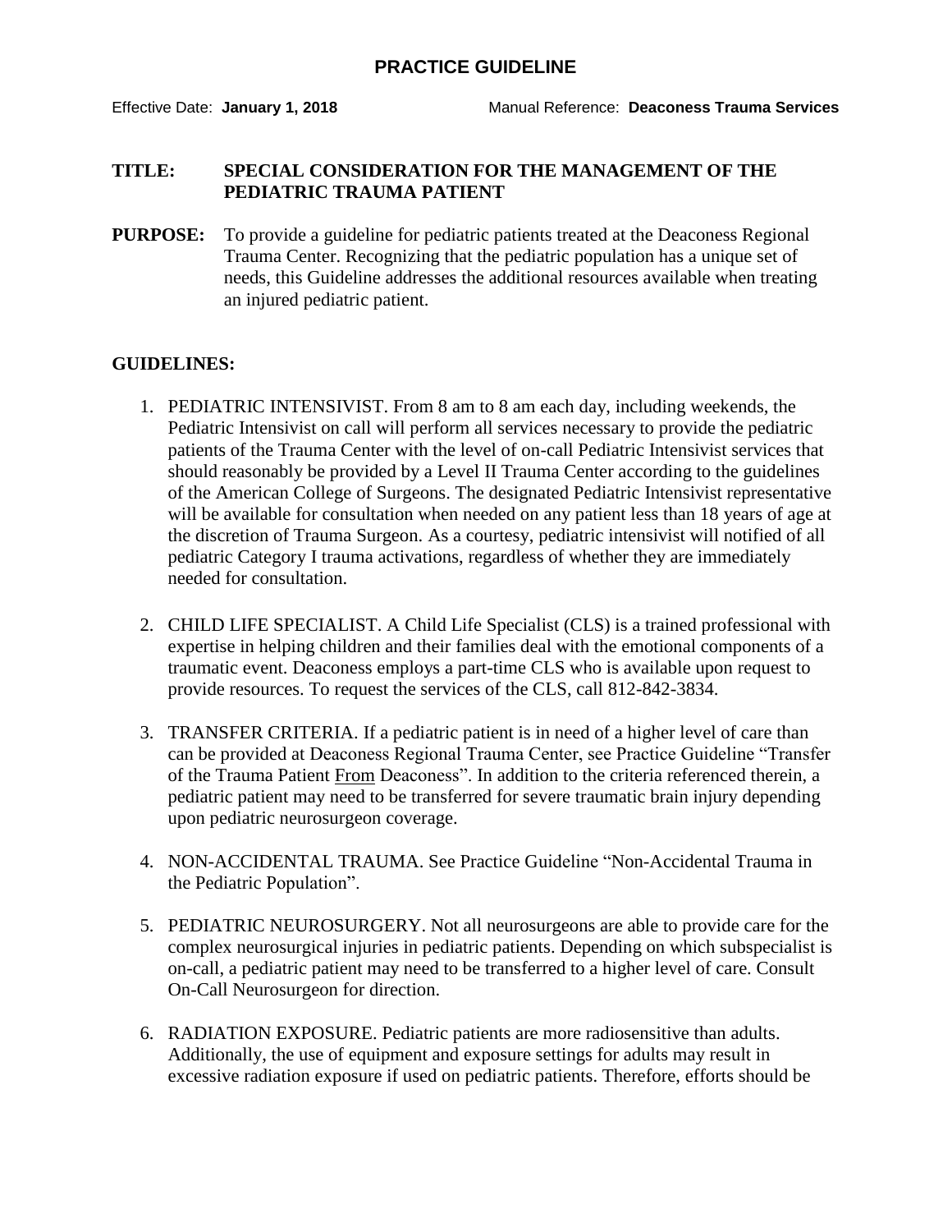# PRACTICE GUIDELINE

Effective Date: **January 1, 2018** Manual Reference: **Deaconess Trauma Services**

**TITLE:** **SPECIAL CONSIDERATION FOR THE MANAGEMENT OF THE PEDIATRIC TRAUMA PATIENT**

**PURPOSE:** To provide a guideline for pediatric patients treated at the Deaconess Regional Trauma Center. Recognizing that the pediatric population has a unique set of needs, this Guideline addresses the additional resources available when treating an injured pediatric patient.

**GUIDELINES:**

1. PEDIATRIC INTENSIVIST. From 8 am to 8 am each day, including weekends, the Pediatric Intensivist on call will perform all services necessary to provide the pediatric patients of the Trauma Center with the level of on-call Pediatric Intensivist services that should reasonably be provided by a Level II Trauma Center according to the guidelines of the American College of Surgeons. The designated Pediatric Intensivist representative will be available for consultation when needed on any patient less than 18 years of age at the discretion of Trauma Surgeon. As a courtesy, pediatric intensivist will notified of all pediatric Category I trauma activations, regardless of whether they are immediately needed for consultation.

2. CHILD LIFE SPECIALIST. A Child Life Specialist (CLS) is a trained professional with expertise in helping children and their families deal with the emotional components of a traumatic event. Deaconess employs a part-time CLS who is available upon request to provide resources. To request the services of the CLS, call 812-842-3834.

3. TRANSFER CRITERIA. If a pediatric patient is in need of a higher level of care than can be provided at Deaconess Regional Trauma Center, see Practice Guideline "Transfer of the Trauma Patient From Deaconess". In addition to the criteria referenced therein, a pediatric patient may need to be transferred for severe traumatic brain injury depending upon pediatric neurosurgeon coverage.

4. NON-ACCIDENTAL TRAUMA. See Practice Guideline "Non-Accidental Trauma in the Pediatric Population".

5. PEDIATRIC NEUROSURGERY. Not all neurosurgeons are able to provide care for the complex neurosurgical injuries in pediatric patients. Depending on which subspecialist is on-call, a pediatric patient may need to be transferred to a higher level of care. Consult On-Call Neurosurgeon for direction.

6. RADIATION EXPOSURE. Pediatric patients are more radiosensitive than adults. Additionally, the use of equipment and exposure settings for adults may result in excessive radiation exposure if used on pediatric patients. Therefore, efforts should be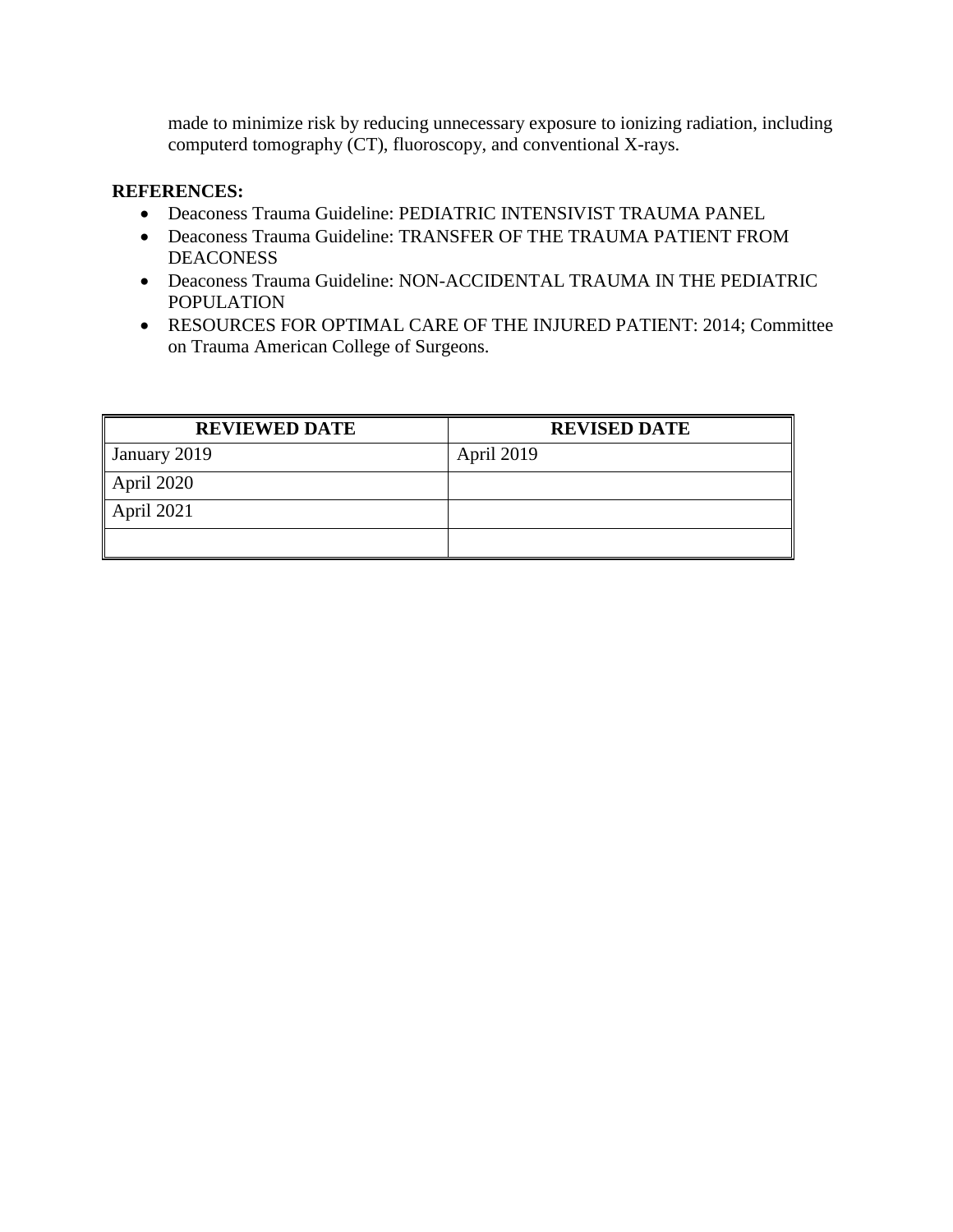made to minimize risk by reducing unnecessary exposure to ionizing radiation, including computerd tomography (CT), fluoroscopy, and conventional X-rays.

**REFERENCES:**

- Deaconess Trauma Guideline: PEDIATRIC INTENSIVIST TRAUMA PANEL
- Deaconess Trauma Guideline: TRANSFER OF THE TRAUMA PATIENT FROM DEACONESS
- Deaconess Trauma Guideline: NON-ACCIDENTAL TRAUMA IN THE PEDIATRIC POPULATION
- RESOURCES FOR OPTIMAL CARE OF THE INJURED PATIENT: 2014; Committee on Trauma American College of Surgeons.

| REVIEWED DATE | REVISED DATE |
|---|---|
| January 2019 | April 2019 |
| April 2020 | |
| April 2021 | |
| | |